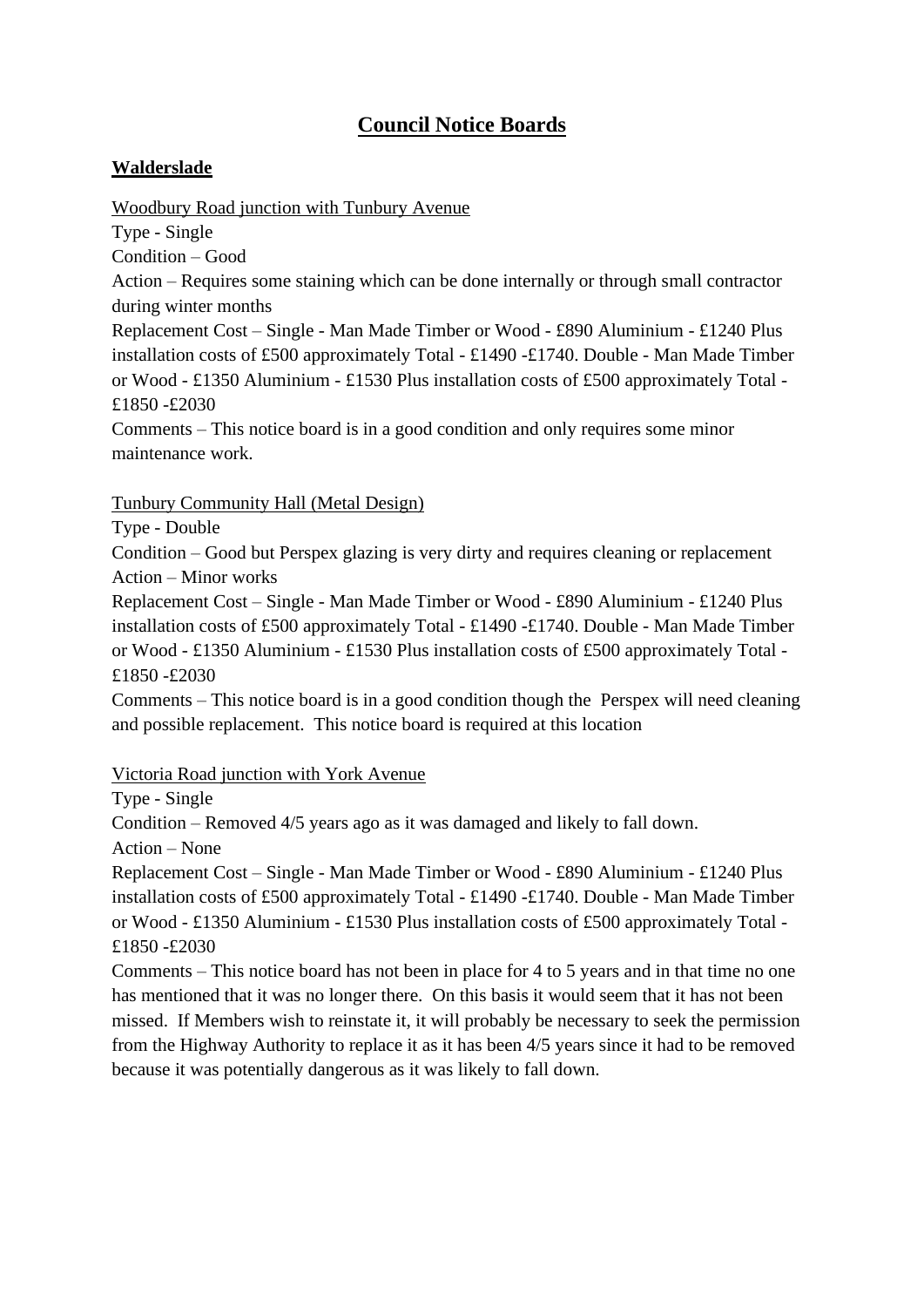# Council Notice Boards

## Walderslade

Woodbury Road junction with Tunbury Avenue

Type - Single

Condition – Good

Action – Requires some staining which can be done internally or through small contractor during winter months

Replacement Cost – Single - Man Made Timber or Wood - £890 Aluminium - £1240 Plus installation costs of £500 approximately Total - £1490 -£1740. Double - Man Made Timber or Wood - £1350 Aluminium - £1530 Plus installation costs of £500 approximately Total - £1850 -£2030

Comments – This notice board is in a good condition and only requires some minor maintenance work.

Tunbury Community Hall (Metal Design)

Type - Double

Condition – Good but Perspex glazing is very dirty and requires cleaning or replacement

Action – Minor works

Replacement Cost – Single - Man Made Timber or Wood - £890 Aluminium - £1240 Plus installation costs of £500 approximately Total - £1490 -£1740. Double - Man Made Timber or Wood - £1350 Aluminium - £1530 Plus installation costs of £500 approximately Total - £1850 -£2030

Comments – This notice board is in a good condition though the Perspex will need cleaning and possible replacement. This notice board is required at this location

Victoria Road junction with York Avenue

Type - Single

Condition – Removed 4/5 years ago as it was damaged and likely to fall down.

Action – None

Replacement Cost – Single - Man Made Timber or Wood - £890 Aluminium - £1240 Plus installation costs of £500 approximately Total - £1490 -£1740. Double - Man Made Timber or Wood - £1350 Aluminium - £1530 Plus installation costs of £500 approximately Total - £1850 -£2030

Comments – This notice board has not been in place for 4 to 5 years and in that time no one has mentioned that it was no longer there. On this basis it would seem that it has not been missed. If Members wish to reinstate it, it will probably be necessary to seek the permission from the Highway Authority to replace it as it has been 4/5 years since it had to be removed because it was potentially dangerous as it was likely to fall down.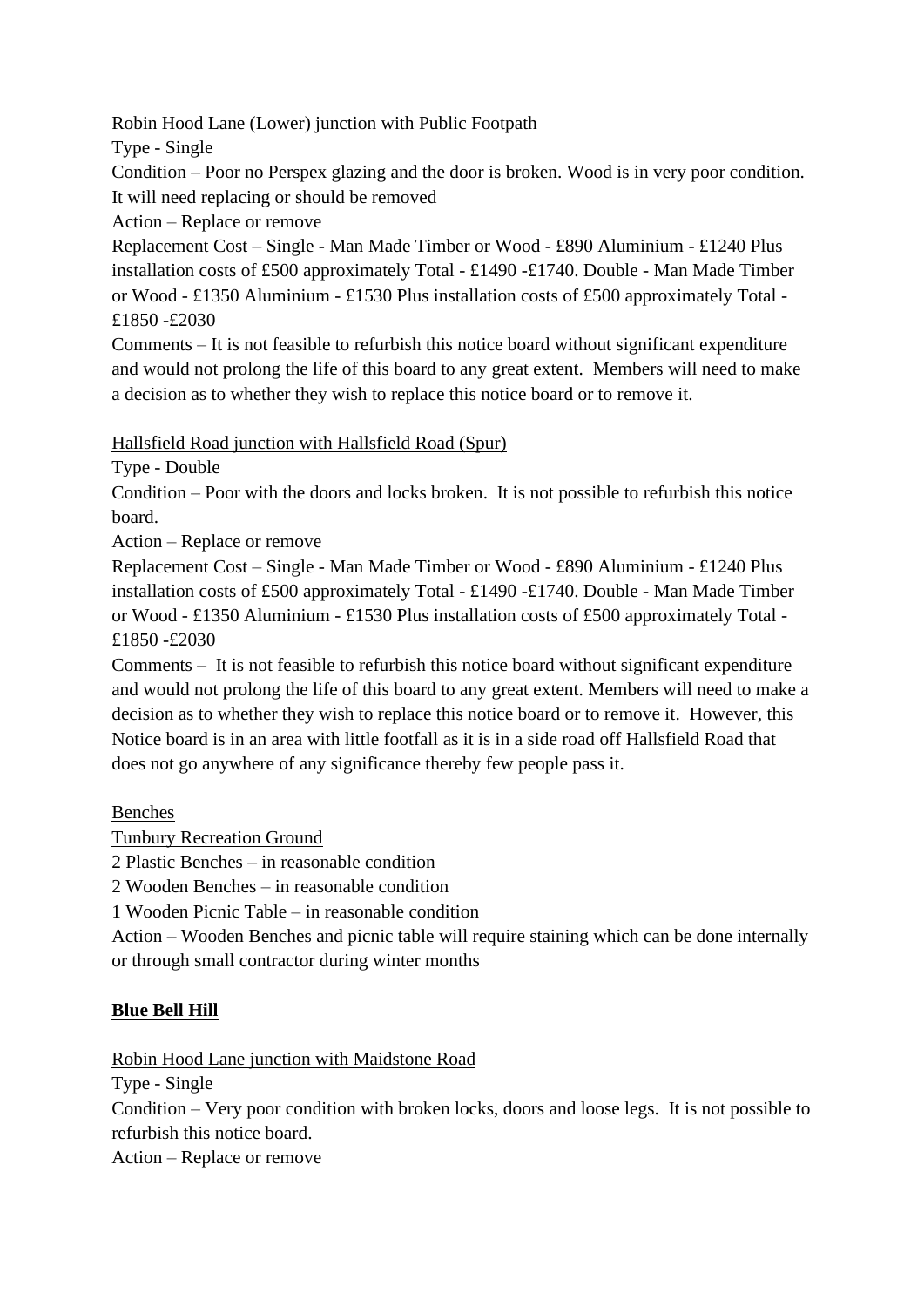<u>Robin Hood Lane (Lower) junction with Public Footpath</u>

Type - Single

Condition – Poor no Perspex glazing and the door is broken. Wood is in very poor condition. It will need replacing or should be removed

Action – Replace or remove

Replacement Cost – Single - Man Made Timber or Wood - £890 Aluminium - £1240 Plus installation costs of £500 approximately Total - £1490 -£1740. Double - Man Made Timber or Wood - £1350 Aluminium - £1530 Plus installation costs of £500 approximately Total - £1850 -£2030

Comments – It is not feasible to refurbish this notice board without significant expenditure and would not prolong the life of this board to any great extent. Members will need to make a decision as to whether they wish to replace this notice board or to remove it.

<u>Hallsfield Road junction with Hallsfield Road (Spur)</u>

Type - Double

Condition – Poor with the doors and locks broken. It is not possible to refurbish this notice board.

Action – Replace or remove

Replacement Cost – Single - Man Made Timber or Wood - £890 Aluminium - £1240 Plus installation costs of £500 approximately Total - £1490 -£1740. Double - Man Made Timber or Wood - £1350 Aluminium - £1530 Plus installation costs of £500 approximately Total - £1850 -£2030

Comments – It is not feasible to refurbish this notice board without significant expenditure and would not prolong the life of this board to any great extent. Members will need to make a decision as to whether they wish to replace this notice board or to remove it. However, this Notice board is in an area with little footfall as it is in a side road off Hallsfield Road that does not go anywhere of any significance thereby few people pass it.

<u>Benches</u>

<u>Tunbury Recreation Ground</u>

2 Plastic Benches – in reasonable condition

2 Wooden Benches – in reasonable condition

1 Wooden Picnic Table – in reasonable condition

Action – Wooden Benches and picnic table will require staining which can be done internally or through small contractor during winter months

## <u>**Blue Bell Hill**</u>

<u>Robin Hood Lane junction with Maidstone Road</u>

Type - Single

Condition – Very poor condition with broken locks, doors and loose legs. It is not possible to refurbish this notice board.

Action – Replace or remove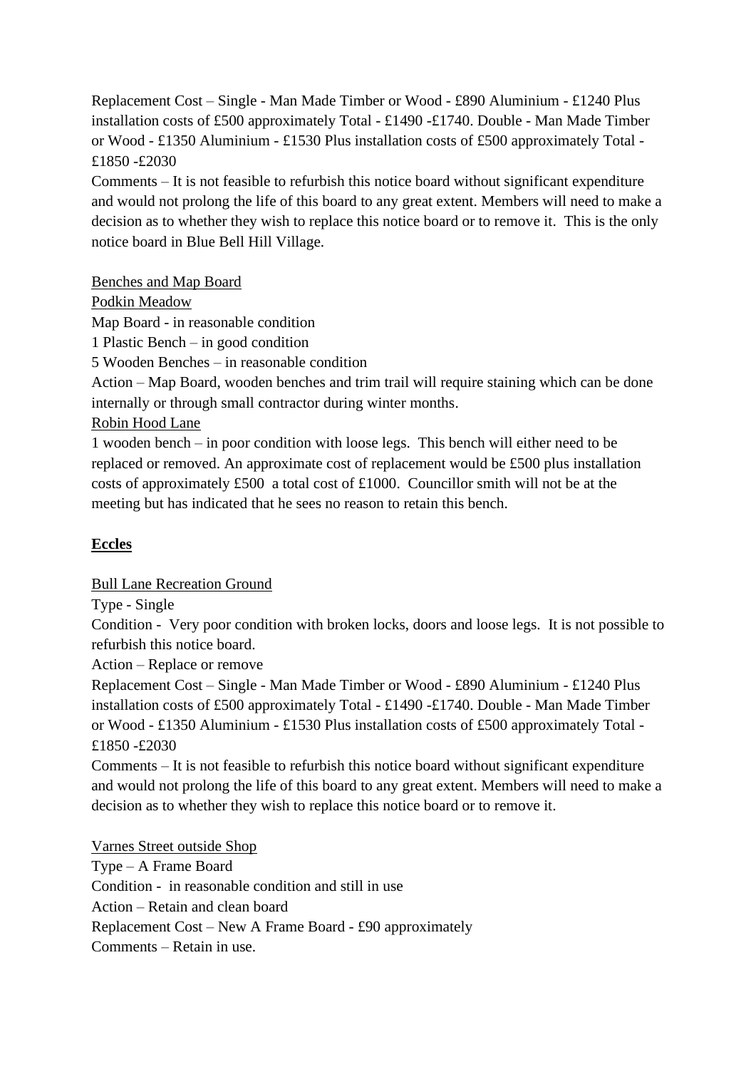Replacement Cost – Single - Man Made Timber or Wood - £890 Aluminium - £1240 Plus installation costs of £500 approximately Total - £1490 -£1740. Double - Man Made Timber or Wood - £1350 Aluminium - £1530 Plus installation costs of £500 approximately Total - £1850 -£2030

Comments – It is not feasible to refurbish this notice board without significant expenditure and would not prolong the life of this board to any great extent. Members will need to make a decision as to whether they wish to replace this notice board or to remove it. This is the only notice board in Blue Bell Hill Village.

<u>Benches and Map Board</u>

<u>Podkin Meadow</u>

Map Board - in reasonable condition

1 Plastic Bench – in good condition

5 Wooden Benches – in reasonable condition

Action – Map Board, wooden benches and trim trail will require staining which can be done internally or through small contractor during winter months.

<u>Robin Hood Lane</u>

1 wooden bench – in poor condition with loose legs. This bench will either need to be replaced or removed. An approximate cost of replacement would be £500 plus installation costs of approximately £500 a total cost of £1000. Councillor smith will not be at the meeting but has indicated that he sees no reason to retain this bench.

## Eccles

<u>Bull Lane Recreation Ground</u>

Type - Single

Condition - Very poor condition with broken locks, doors and loose legs. It is not possible to refurbish this notice board.

Action – Replace or remove

Replacement Cost – Single - Man Made Timber or Wood - £890 Aluminium - £1240 Plus installation costs of £500 approximately Total - £1490 -£1740. Double - Man Made Timber or Wood - £1350 Aluminium - £1530 Plus installation costs of £500 approximately Total - £1850 -£2030

Comments – It is not feasible to refurbish this notice board without significant expenditure and would not prolong the life of this board to any great extent. Members will need to make a decision as to whether they wish to replace this notice board or to remove it.

<u>Varnes Street outside Shop</u>

Type – A Frame Board

Condition - in reasonable condition and still in use

Action – Retain and clean board

Replacement Cost – New A Frame Board - £90 approximately

Comments – Retain in use.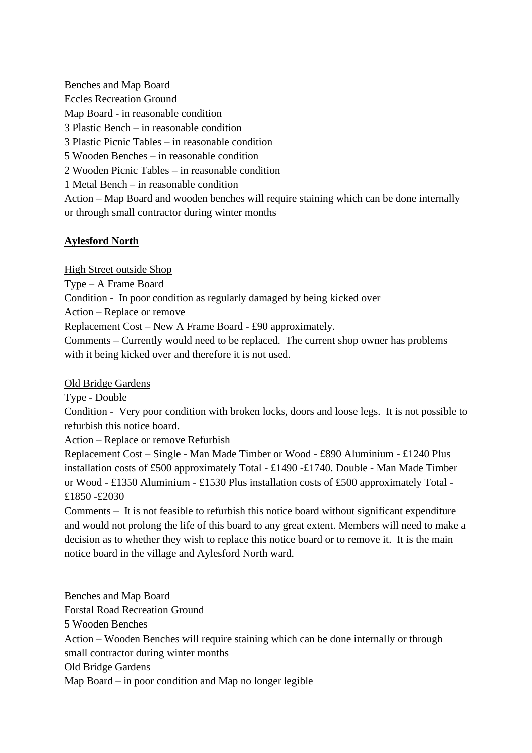<u>Benches and Map Board</u>

<u>Eccles Recreation Ground</u>

Map Board - in reasonable condition

3 Plastic Bench – in reasonable condition

3 Plastic Picnic Tables – in reasonable condition

5 Wooden Benches – in reasonable condition

2 Wooden Picnic Tables – in reasonable condition

1 Metal Bench – in reasonable condition

Action – Map Board and wooden benches will require staining which can be done internally or through small contractor during winter months

## <u>**Aylesford North**</u>

<u>High Street outside Shop</u>

Type – A Frame Board

Condition - In poor condition as regularly damaged by being kicked over

Action – Replace or remove

Replacement Cost – New A Frame Board - £90 approximately.

Comments – Currently would need to be replaced. The current shop owner has problems with it being kicked over and therefore it is not used.

<u>Old Bridge Gardens</u>

Type - Double

Condition - Very poor condition with broken locks, doors and loose legs. It is not possible to refurbish this notice board.

Action – Replace or remove Refurbish

Replacement Cost – Single - Man Made Timber or Wood - £890 Aluminium - £1240 Plus installation costs of £500 approximately Total - £1490 -£1740. Double - Man Made Timber or Wood - £1350 Aluminium - £1530 Plus installation costs of £500 approximately Total - £1850 -£2030

Comments – It is not feasible to refurbish this notice board without significant expenditure and would not prolong the life of this board to any great extent. Members will need to make a decision as to whether they wish to replace this notice board or to remove it. It is the main notice board in the village and Aylesford North ward.

<u>Benches and Map Board</u>

<u>Forstal Road Recreation Ground</u>

5 Wooden Benches

Action – Wooden Benches will require staining which can be done internally or through small contractor during winter months

<u>Old Bridge Gardens</u>

Map Board – in poor condition and Map no longer legible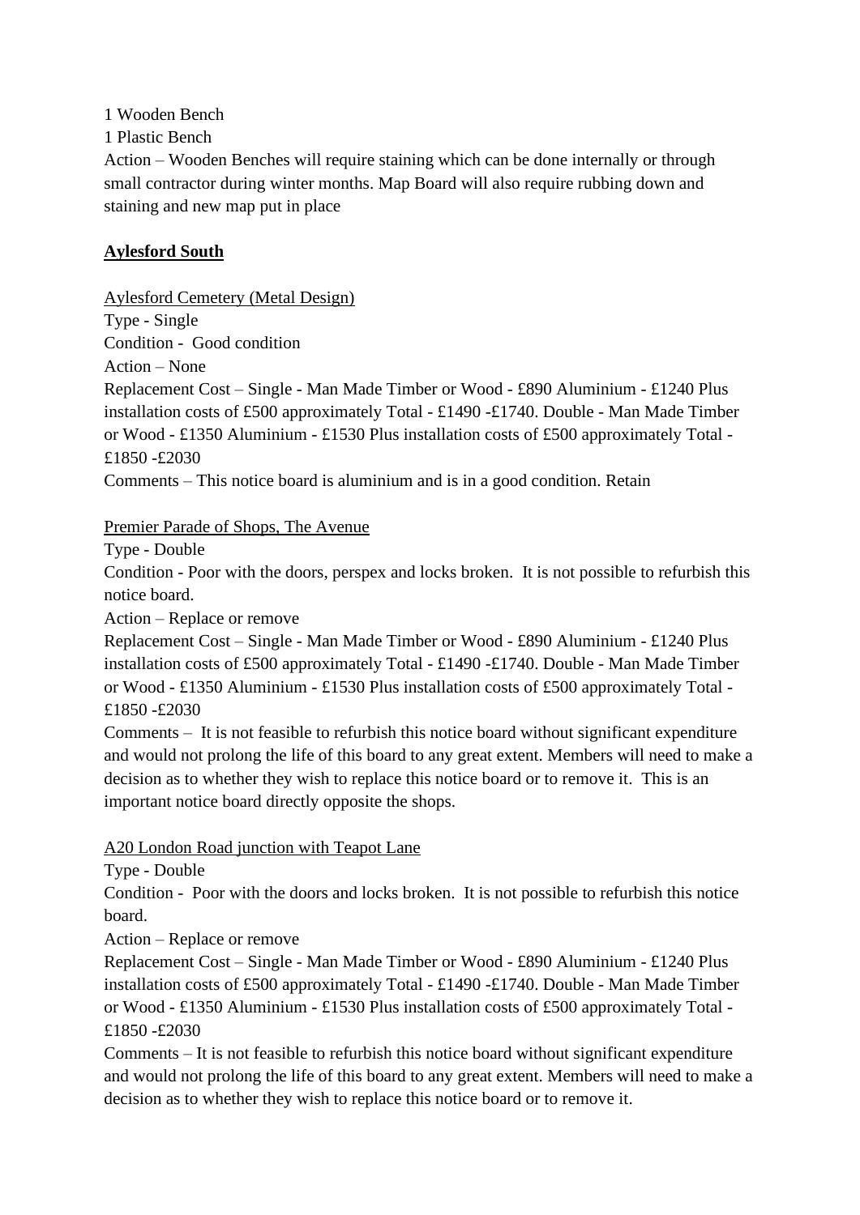1 Wooden Bench

1 Plastic Bench

Action – Wooden Benches will require staining which can be done internally or through small contractor during winter months. Map Board will also require rubbing down and staining and new map put in place

**Aylesford South**

Aylesford Cemetery (Metal Design)

Type - Single

Condition - Good condition

Action – None

Replacement Cost – Single - Man Made Timber or Wood - £890 Aluminium - £1240 Plus installation costs of £500 approximately Total - £1490 -£1740. Double - Man Made Timber or Wood - £1350 Aluminium - £1530 Plus installation costs of £500 approximately Total - £1850 -£2030

Comments – This notice board is aluminium and is in a good condition. Retain

Premier Parade of Shops, The Avenue

Type - Double

Condition - Poor with the doors, perspex and locks broken. It is not possible to refurbish this notice board.

Action – Replace or remove

Replacement Cost – Single - Man Made Timber or Wood - £890 Aluminium - £1240 Plus installation costs of £500 approximately Total - £1490 -£1740. Double - Man Made Timber or Wood - £1350 Aluminium - £1530 Plus installation costs of £500 approximately Total - £1850 -£2030

Comments – It is not feasible to refurbish this notice board without significant expenditure and would not prolong the life of this board to any great extent. Members will need to make a decision as to whether they wish to replace this notice board or to remove it. This is an important notice board directly opposite the shops.

A20 London Road junction with Teapot Lane

Type - Double

Condition - Poor with the doors and locks broken. It is not possible to refurbish this notice board.

Action – Replace or remove

Replacement Cost – Single - Man Made Timber or Wood - £890 Aluminium - £1240 Plus installation costs of £500 approximately Total - £1490 -£1740. Double - Man Made Timber or Wood - £1350 Aluminium - £1530 Plus installation costs of £500 approximately Total - £1850 -£2030

Comments – It is not feasible to refurbish this notice board without significant expenditure and would not prolong the life of this board to any great extent. Members will need to make a decision as to whether they wish to replace this notice board or to remove it.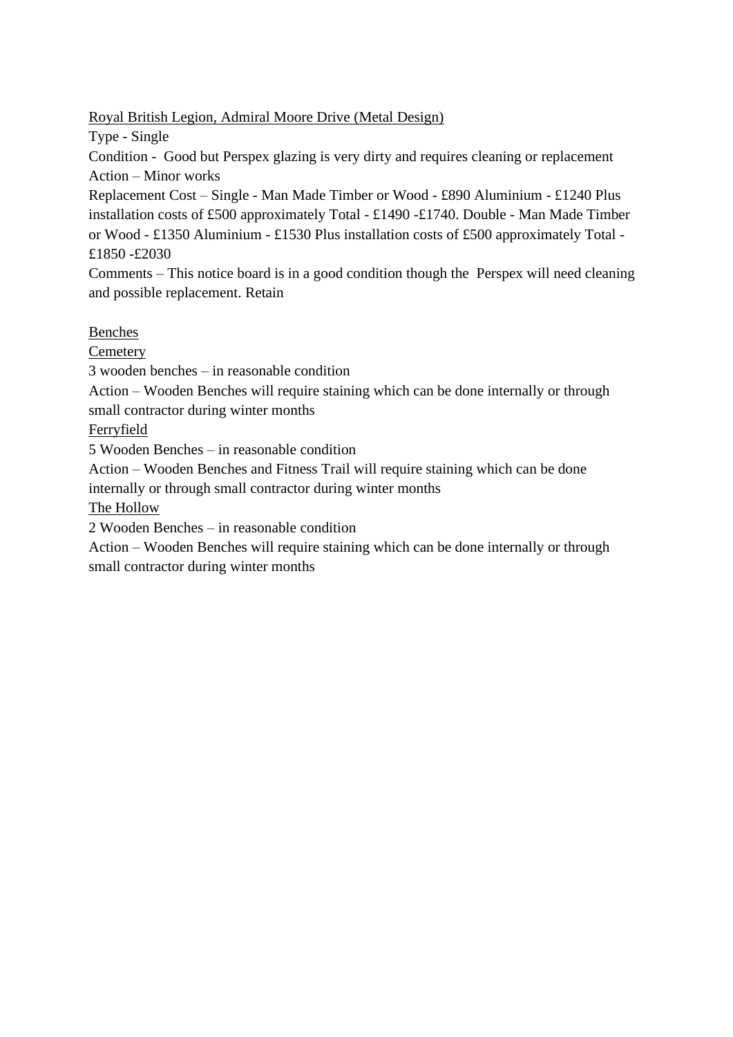<u>Royal British Legion, Admiral Moore Drive (Metal Design)</u>

Type - Single

Condition - Good but Perspex glazing is very dirty and requires cleaning or replacement

Action – Minor works

Replacement Cost – Single - Man Made Timber or Wood - £890 Aluminium - £1240 Plus installation costs of £500 approximately Total - £1490 -£1740. Double - Man Made Timber or Wood - £1350 Aluminium - £1530 Plus installation costs of £500 approximately Total - £1850 -£2030

Comments – This notice board is in a good condition though the Perspex will need cleaning and possible replacement. Retain

<u>Benches</u>

<u>Cemetery</u>

3 wooden benches – in reasonable condition

Action – Wooden Benches will require staining which can be done internally or through small contractor during winter months

<u>Ferryfield</u>

5 Wooden Benches – in reasonable condition

Action – Wooden Benches and Fitness Trail will require staining which can be done internally or through small contractor during winter months

<u>The Hollow</u>

2 Wooden Benches – in reasonable condition

Action – Wooden Benches will require staining which can be done internally or through small contractor during winter months